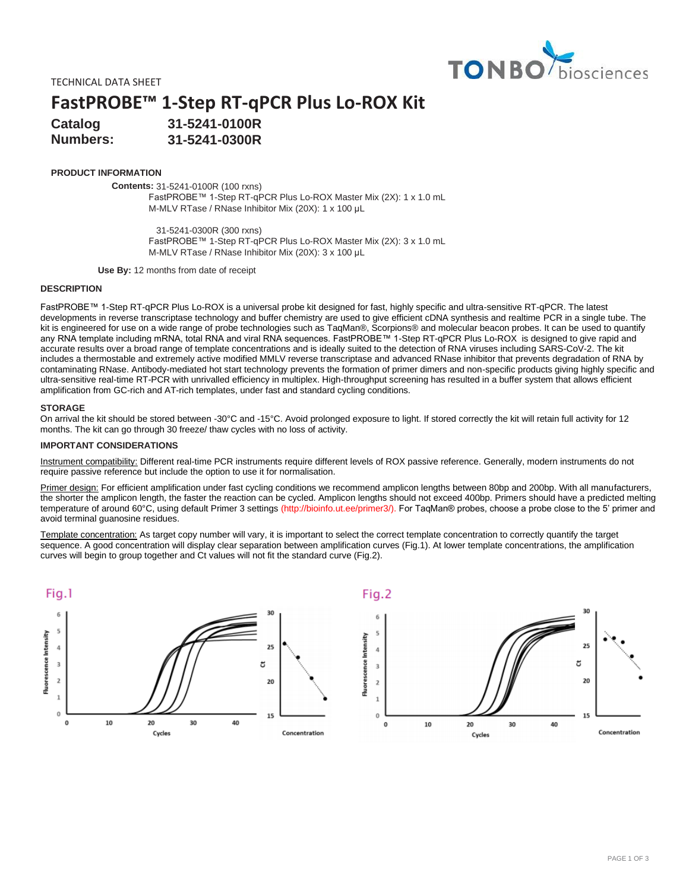TECHNICAL DATA SHEET

# FastPROBE™ 1-Step RT-qPCR Plus Lo-ROX Kit

**Catalog Numbers:** **31-5241-0100R**
**31-5241-0300R**

## PRODUCT INFORMATION

**Contents:** 31-5241-0100R (100 rxns)
FastPROBE™ 1-Step RT-qPCR Plus Lo-ROX Master Mix (2X): 1 x 1.0 mL
M-MLV RTase / RNase Inhibitor Mix (20X): 1 x 100 µL

31-5241-0300R (300 rxns)
FastPROBE™ 1-Step RT-qPCR Plus Lo-ROX Master Mix (2X): 3 x 1.0 mL
M-MLV RTase / RNase Inhibitor Mix (20X): 3 x 100 µL

**Use By:** 12 months from date of receipt

## DESCRIPTION

FastPROBE™ 1-Step RT-qPCR Plus Lo-ROX is a universal probe kit designed for fast, highly specific and ultra-sensitive RT-qPCR. The latest developments in reverse transcriptase technology and buffer chemistry are used to give efficient cDNA synthesis and realtime PCR in a single tube. The kit is engineered for use on a wide range of probe technologies such as TaqMan®, Scorpions® and molecular beacon probes. It can be used to quantify any RNA template including mRNA, total RNA and viral RNA sequences. FastPROBE™ 1-Step RT-qPCR Plus Lo-ROX is designed to give rapid and accurate results over a broad range of template concentrations and is ideally suited to the detection of RNA viruses including SARS-CoV-2. The kit includes a thermostable and extremely active modified MMLV reverse transcriptase and advanced RNase inhibitor that prevents degradation of RNA by contaminating RNase. Antibody-mediated hot start technology prevents the formation of primer dimers and non-specific products giving highly specific and ultra-sensitive real-time RT-PCR with unrivalled efficiency in multiplex. High-throughput screening has resulted in a buffer system that allows efficient amplification from GC-rich and AT-rich templates, under fast and standard cycling conditions.

## STORAGE

On arrival the kit should be stored between -30°C and -15°C. Avoid prolonged exposure to light. If stored correctly the kit will retain full activity for 12 months. The kit can go through 30 freeze/ thaw cycles with no loss of activity.

## IMPORTANT CONSIDERATIONS

Instrument compatibility: Different real-time PCR instruments require different levels of ROX passive reference. Generally, modern instruments do not require passive reference but include the option to use it for normalisation.

Primer design: For efficient amplification under fast cycling conditions we recommend amplicon lengths between 80bp and 200bp. With all manufacturers, the shorter the amplicon length, the faster the reaction can be cycled. Amplicon lengths should not exceed 400bp. Primers should have a predicted melting temperature of around 60°C, using default Primer 3 settings (http://bioinfo.ut.ee/primer3/). For TaqMan® probes, choose a probe close to the 5' primer and avoid terminal guanosine residues.

Template concentration: As target copy number will vary, it is important to select the correct template concentration to correctly quantify the target sequence. A good concentration will display clear separation between amplification curves (Fig.1). At lower template concentrations, the amplification curves will begin to group together and Ct values will not fit the standard curve (Fig.2).

Fig.1

Fig.2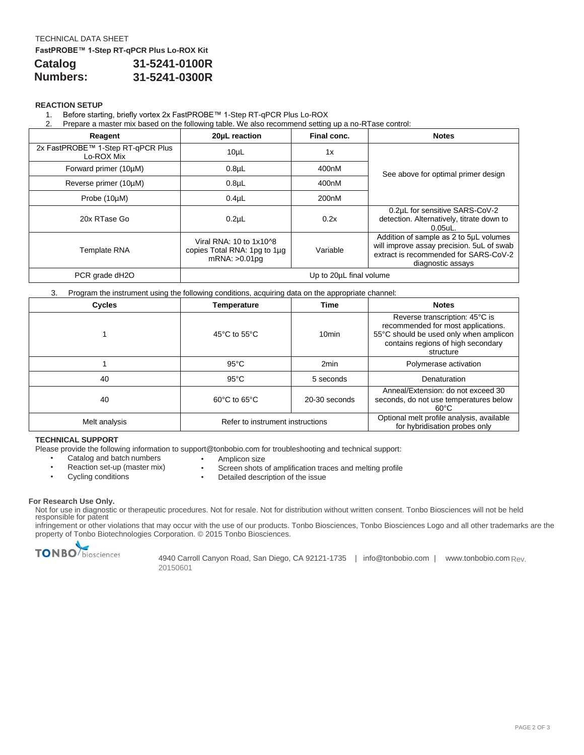TECHNICAL DATA SHEET

**FastPROBE™ 1-Step RT-qPCR Plus Lo-ROX Kit**

| **Catalog Numbers:** | **31-5241-0100R**<br>**31-5241-0300R** |
|---|---|

**REACTION SETUP**

1. Before starting, briefly vortex 2x FastPROBE™ 1-Step RT-qPCR Plus Lo-ROX
2. Prepare a master mix based on the following table. We also recommend setting up a no-RTase control:

| Reagent | 20µL reaction | Final conc. | Notes |
|---|---|---|---|
| 2x FastPROBE™ 1-Step RT-qPCR Plus Lo-ROX Mix | 10µL | 1x | See above for optimal primer design |
| Forward primer (10µM) | 0.8µL | 400nM | |
| Reverse primer (10µM) | 0.8µL | 400nM | |
| Probe (10µM) | 0.4µL | 200nM | |
| 20x RTase Go | 0.2µL | 0.2x | 0.2µL for sensitive SARS-CoV-2 detection. Alternatively, titrate down to 0.05uL. |
| Template RNA | Viral RNA: 10 to 1x10^8 copies Total RNA: 1pg to 1µg mRNA: >0.01pg | Variable | Addition of sample as 2 to 5µL volumes will improve assay precision. 5uL of swab extract is recommended for SARS-CoV-2 diagnostic assays |
| PCR grade dH2O | Up to 20µL final volume | | |

3. Program the instrument using the following conditions, acquiring data on the appropriate channel:

| Cycles | Temperature | Time | Notes |
|---|---|---|---|
| 1 | 45°C to 55°C | 10min | Reverse transcription: 45°C is recommended for most applications. 55°C should be used only when amplicon contains regions of high secondary structure |
| 1 | 95°C | 2min | Polymerase activation |
| 40 | 95°C | 5 seconds | Denaturation |
| 40 | 60°C to 65°C | 20-30 seconds | Anneal/Extension: do not exceed 30 seconds, do not use temperatures below 60°C |
| Melt analysis | Refer to instrument instructions | | Optional melt profile analysis, available for hybridisation probes only |

**TECHNICAL SUPPORT**

Please provide the following information to support@tonbobio.com for troubleshooting and technical support:

- Catalog and batch numbers
- Reaction set-up (master mix)
- Cycling conditions
- Amplicon size
- Screen shots of amplification traces and melting profile
- Detailed description of the issue

**For Research Use Only.**

Not for use in diagnostic or therapeutic procedures. Not for resale. Not for distribution without written consent. Tonbo Biosciences will not be held responsible for patent infringement or other violations that may occur with the use of our products. Tonbo Biosciences, Tonbo Biosciences Logo and all other trademarks are the property of Tonbo Biotechnologies Corporation. © 2015 Tonbo Biosciences.

TONBO biosciences

4940 Carroll Canyon Road, San Diego, CA 92121-1735 | info@tonbobio.com | www.tonbobio.com Rev. 20150601